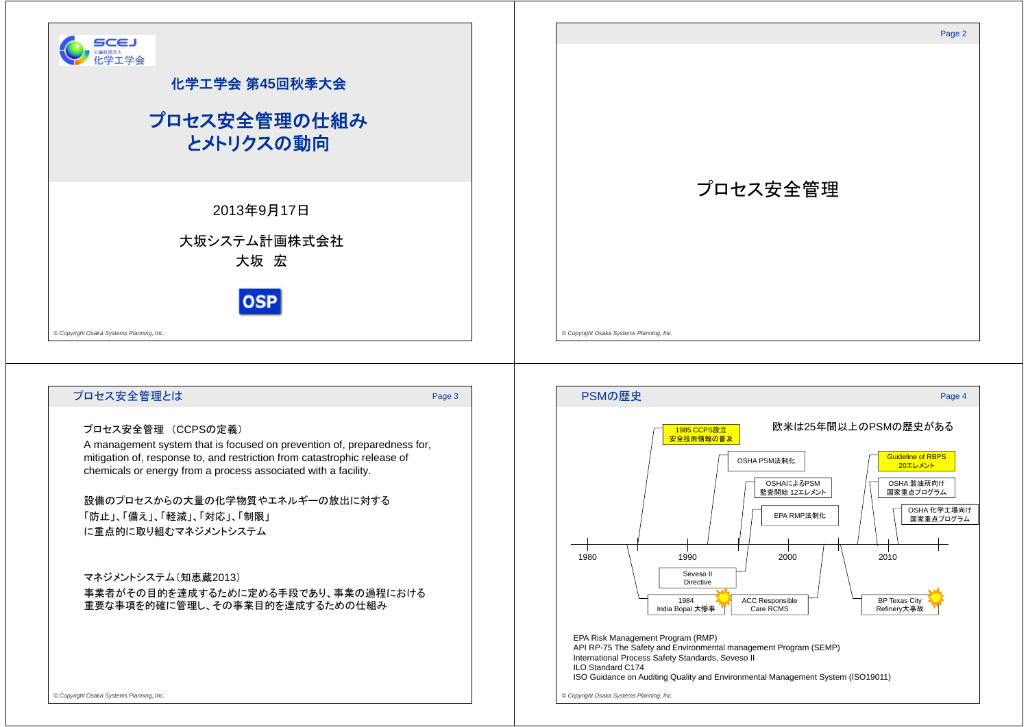化学工学会 第45回秋季大会

# プロセス安全管理の仕組みとメトリクスの動向

2013年9月17日

大坂システム計画株式会社
大坂　宏

© Copyright Osaka Systems Planning, Inc.

---

# プロセス安全管理

© Copyright Osaka Systems Planning, Inc.

---

## プロセス安全管理とは

プロセス安全管理 （CCPSの定義）
A management system that is focused on prevention of, preparedness for, mitigation of, response to, and restriction from catastrophic release of chemicals or energy from a process associated with a facility.

設備のプロセスからの大量の化学物質やエネルギーの放出に対する
「防止」、「備え」、「軽減」、「対応」、「制限」
に重点的に取り組むマネジメントシステム

マネジメントシステム（知恵蔵2013）
事業者がその目的を達成するために定める手段であり、事業の過程における重要な事項を的確に管理し、その事業目的を達成するための仕組み

© Copyright Osaka Systems Planning, Inc.

---

## PSMの歴史

欧米は25年間以上のPSMの歴史がある

- 1984 India Bopal 大惨事
- 1985 CCPS設立 安全技術情報の普及
- Seveso II Directive
- OSHA PSM法制化
- OSHAIによるPSM監査開始 12エレメント
- EPA RMP法制化
- ACC Responsible Care RCMS
- BP Texas City Refinery大事故
- Guideline of RBPS 20エレメント
- OSHA 製油所向け国家重点プログラム
- OSHA 化学工場向け国家重点プログラム

（年表：1980、1990、2000、2010）

EPA Risk Management Program (RMP)
API RP-75 The Safety and Environmental management Program (SEMP)
International Process Safety Standards, Seveso II
ILO Standard C174
ISO Guidance on Auditing Quality and Environmental Management System (ISO19011)

© Copyright Osaka Systems Planning, Inc.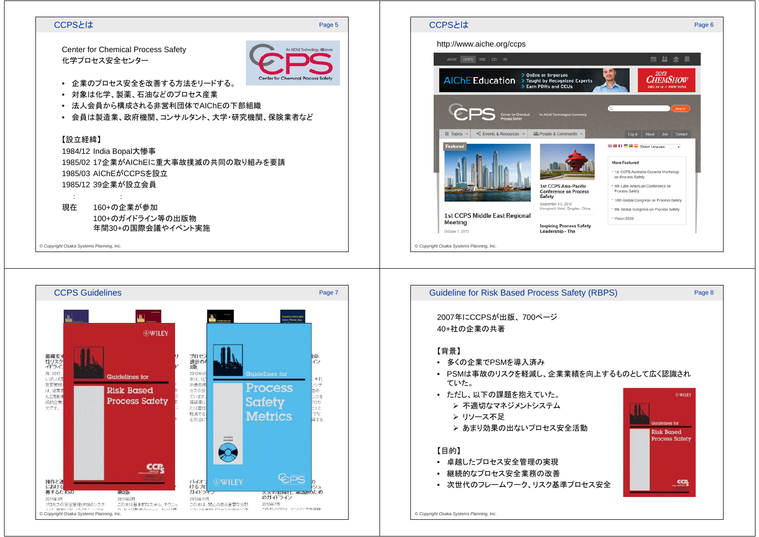## CCPSとは

Center for Chemical Process Safety
化学プロセス安全センター

- 企業のプロセス安全を改善する方法をリードする。
- 対象は化学、製薬、石油などのプロセス産業
- 法人会員から構成される非営利団体でAIChEの下部組織
- 会員は製造業、政府機関、コンサルタント、大学・研究機関、保険業者など

【設立経緯】

1984/12 India Bopal大惨事
1985/02 17企業がAIChEに重大事故撲滅の共同の取り組みを要請
1985/03 AIChEがCCPSを設立
1985/12 39企業が設立会員
　：　　：
現在　160+の企業が参加
　　　100+のガイドライン等の出版物
　　　年間30+の国際会議やイベント実施

## CCPSとは

http://www.aiche.org/ccps

## CCPS Guidelines

## Guideline for Risk Based Process Safety (RBPS)

2007年にCCPSが出版、700ページ
40+社の企業の共著

【背景】

- 多くの企業でPSMを導入済み
- PSMは事故のリスクを軽減し、企業業績を向上するものとして広く認識されていた。
- ただし、以下の課題を抱えていた。
  - 不適切なマネジメントシステム
  - リソース不足
  - あまり効果の出ないプロセス安全活動

【目的】

- 卓越したプロセス安全管理の実現
- 継続的なプロセス安全業務の改善
- 次世代のフレームワーク、リスク基準プロセス安全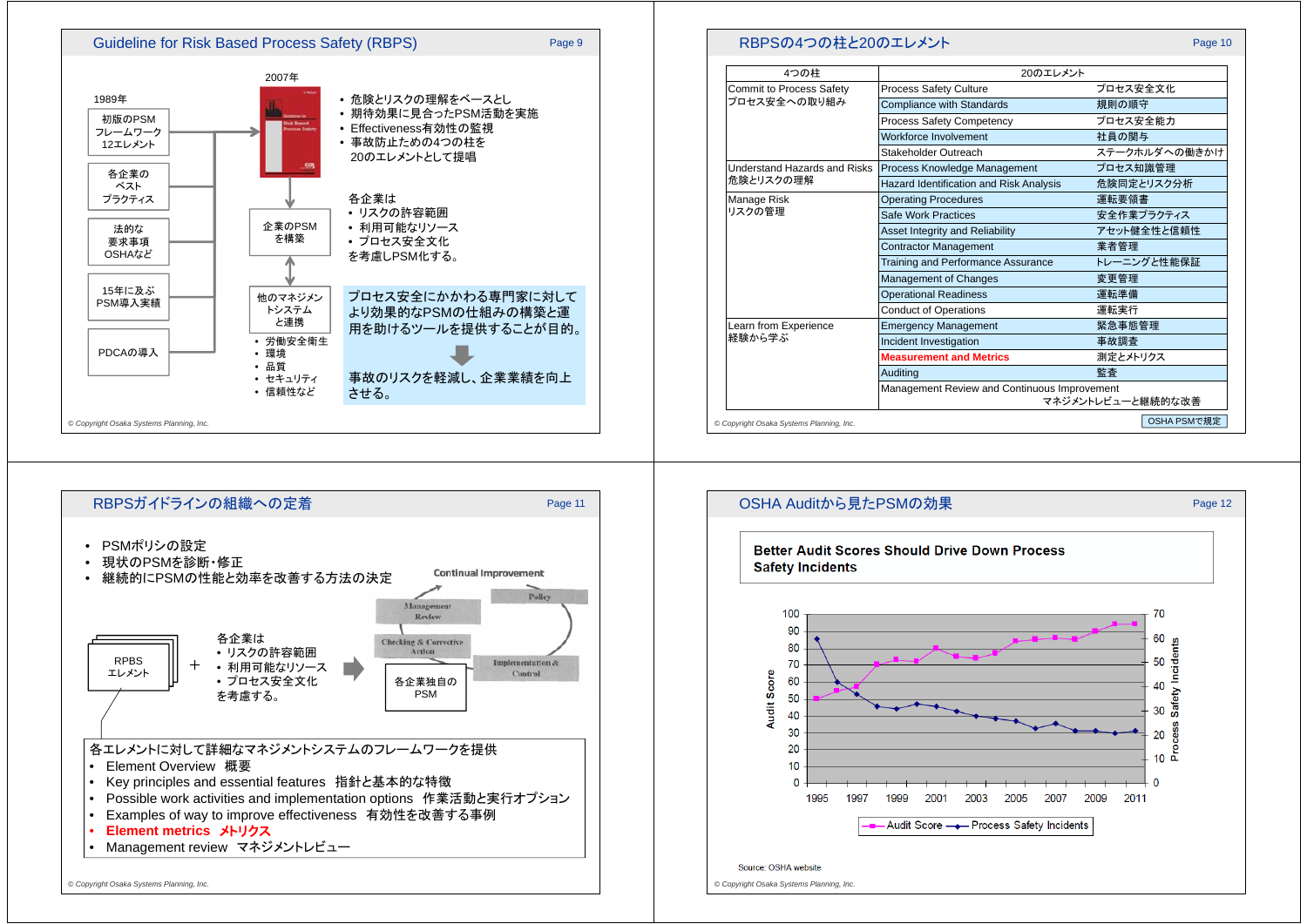## Guideline for Risk Based Process Safety (RBPS)

1989年

- 初版のPSMフレームワーク12エレメント
- 各企業のベストプラクティス
- 法的な要求事項 OSHAなど
- 15年に及ぶPSM導入実績
- PDCAの導入

2007年

- 危険とリスクの理解をベースとし
- 期待効果に見合ったPSM活動を実施
- Effectiveness有効性の監視
- 事故防止のための4つの柱を20のエレメントとして提唱

企業のPSMを構築

各企業は
- リスクの許容範囲
- 利用可能なリソース
- プロセス安全文化

を考慮しPSM化する。

他のマネジメントシステムと連携
- 労働安全衛生
- 環境
- 品質
- セキュリティ
- 信頼性など

プロセス安全にかかわる専門家に対してより効果的なPSMの仕組みの構築と運用を助けるツールを提供することが目的。

事故のリスクを軽減し、企業業績を向上させる。

© Copyright Osaka Systems Planning, Inc.

## RBPSの4つの柱と20のエレメント

| 4つの柱 | 20のエレメント | |
|---|---|---|
| Commit to Process Safety<br>プロセス安全への取り組み | Process Safety Culture | プロセス安全文化 |
| | Compliance with Standards | 規則の順守 |
| | Process Safety Competency | プロセス安全能力 |
| | Workforce Involvement | 社員の関与 |
| | Stakeholder Outreach | ステークホルダへの働きかけ |
| Understand Hazards and Risks<br>危険とリスクの理解 | Process Knowledge Management | プロセス知識管理 |
| | Hazard Identification and Risk Analysis | 危険同定とリスク分析 |
| Manage Risk<br>リスクの管理 | Operating Procedures | 運転要領書 |
| | Safe Work Practices | 安全作業プラクティス |
| | Asset Integrity and Reliability | アセット健全性と信頼性 |
| | Contractor Management | 業者管理 |
| | Training and Performance Assurance | トレーニングと性能保証 |
| | Management of Changes | 変更管理 |
| | Operational Readiness | 運転準備 |
| | Conduct of Operations | 運転実行 |
| Learn from Experience<br>経験から学ぶ | Emergency Management | 緊急事態管理 |
| | Incident Investigation | 事故調査 |
| | **Measurement and Metrics** | 測定とメトリクス |
| | Auditing | 監査 |
| | Management Review and Continuous Improvement | マネジメントレビューと継続的な改善 |

OSHA PSMで規定

© Copyright Osaka Systems Planning, Inc.

## RBPSガイドラインの組織への定着

- PSMポリシの設定
- 現状のPSMを診断・修正
- 継続的にPSMの性能と効率を改善する方法の決定

RBPSエレメント ＋ 各企業は
- リスクの許容範囲
- 利用可能なリソース
- プロセス安全文化

を考慮する。 → 各企業独自のPSM

Continual Improvement: Policy → Implementation & Control → Checking & Corrective Action → Management Review

各エレメントに対して詳細なマネジメントシステムのフレームワークを提供
- Element Overview　概要
- Key principles and essential features　指針と基本的な特徴
- Possible work activities and implementation options　作業活動と実行オプション
- Examples of way to improve effectiveness　有効性を改善する事例
- **Element metrics　メトリクス**
- Management review　マネジメントレビュー

© Copyright Osaka Systems Planning, Inc.

## OSHA Auditから見たPSMの効果

**Better Audit Scores Should Drive Down Process Safety Incidents**

(Chart: Audit Score (0–100) and Process Safety Incidents (0–70), 1995–2011; legend: Audit Score, Process Safety Incidents)

Source: OSHA website

© Copyright Osaka Systems Planning, Inc.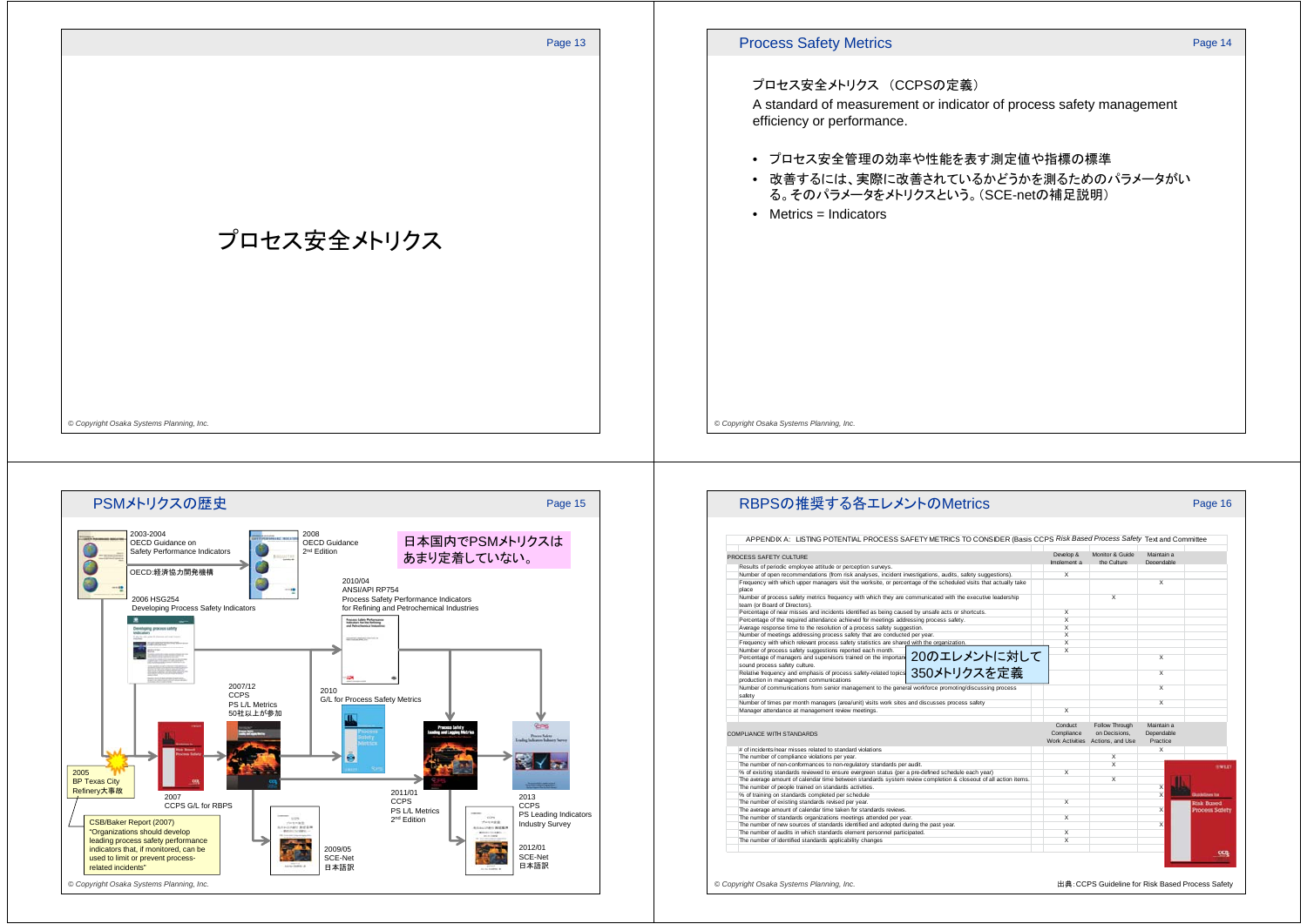# プロセス安全メトリクス

© Copyright Osaka Systems Planning, Inc.

## Process Safety Metrics

プロセス安全メトリクス （CCPSの定義）

A standard of measurement or indicator of process safety management efficiency or performance.

- プロセス安全管理の効率や性能を表す測定値や指標の標準
- 改善するには、実際に改善されているかどうかを測るためのパラメータがいる。そのパラメータをメトリクスという。(SCE-netの補足説明)
- Metrics = Indicators

© Copyright Osaka Systems Planning, Inc.

## PSMメトリクスの歴史

日本国内でPSMメトリクスはあまり定着していない。

- 2003-2004 OECD Guidance on Safety Performance Indicators
- OECD:経済協力開発機構
- 2008 OECD Guidance 2nd Edition
- 2006 HSG254 Developing Process Safety Indicators
- 2010/04 ANSI/API RP754 Process Safety Performance Indicators for Refining and Petrochemical Industries
- 2007/12 CCPS PS L/L Metrics 50社以上が参加
- 2010 G/L for Process Safety Metrics
- 2005 BP Texas City Refinery大事故
- 2007 CCPS G/L for RBPS
- 2011/01 CCPS PS L/L Metrics 2nd Edition
- 2013 CCPS PS Leading Indicators Industry Survey
- 2009/05 SCE-Net 日本語訳
- 2012/01 SCE-Net 日本語訳

CSB/Baker Report (2007)
"Organizations should develop leading process safety performance indicators that, if monitored, can be used to limit or prevent process-related incidents"

© Copyright Osaka Systems Planning, Inc.

## RBPSの推奨する各エレメントのMetrics

APPENDIX A: LISTING POTENTIAL PROCESS SAFETY METRICS TO CONSIDER (Basis CCPS *Risk Based Process Safety* Text and Committee

20のエレメントに対して350メトリクスを定義

| PROCESS SAFETY CULTURE | Develop & Implement a | Monitor & Guide the Culture | Maintain a Dependable |
|---|---|---|---|
| Results of periodic employee attitude or perception surveys. | | | |
| Number of open recommendations (from risk analyses, incident investigations, audits, safety suggestions). | X | | |
| Frequency with which upper managers visit the worksite, or percentage of the scheduled visits that actually take place | | | X |
| Number of process safety metrics frequency with which they are communicated with the executive leadership team (or Board of Directors). | | X | |
| Percentage of near misses and incidents identified as being caused by unsafe acts or shortcuts. | X | | |
| Percentage of the required attendance achieved for meetings addressing process safety. | X | | |
| Average response time to the resolution of a process safety suggestion. | X | | |
| Number of meetings addressing process safety that are conducted per year. | X | | |
| Frequency with which relevant process safety statistics are shared with the organization. | X | | |
| Number of process safety suggestions reported each month. | X | | |
| Percentage of managers and supervisors trained on the importan... sound process safety culture. | | | X |
| Relative frequency and emphasis of process safety-related topics... production in management communications | | | X |
| Number of communications from senior management to the general workforce promoting/discussing process safety | | | X |
| Number of times per month managers (area/unit) visits work sites and discusses process safety | | | X |
| Manager attendance at management review meetings. | X | | |

| COMPLIANCE WITH STANDARDS | Conduct Compliance Work Activities | Follow Through on Decisions, Actions, and Use | Maintain a Dependable Practice |
|---|---|---|---|
| # of incidents/near misses related to standard violations | | | X |
| The number of compliance violations per year. | | X | |
| The number of non-conformances to non-regulatory standards per audit. | | X | |
| % of existing standards reviewed to ensure evergreen status (per a pre-defined schedule each year) | X | | |
| The average amount of calendar time between standards system review completion & closeout of all action items. | | X | |
| The number of people trained on standards activities. | | | X |
| % of training on standards completed per schedule | | | X |
| The number of existing standards revised per year. | X | | |
| The average amount of calendar time taken for standards reviews. | | | X |
| The number of standards organizations meetings attended per year. | X | | |
| The number of new sources of standards identified and adopted during the past year. | | | X |
| The number of audits in which standards element personnel participated. | X | | |
| The number of identified standards applicability changes | X | | |

出典：CCPS Guideline for Risk Based Process Safety

© Copyright Osaka Systems Planning, Inc.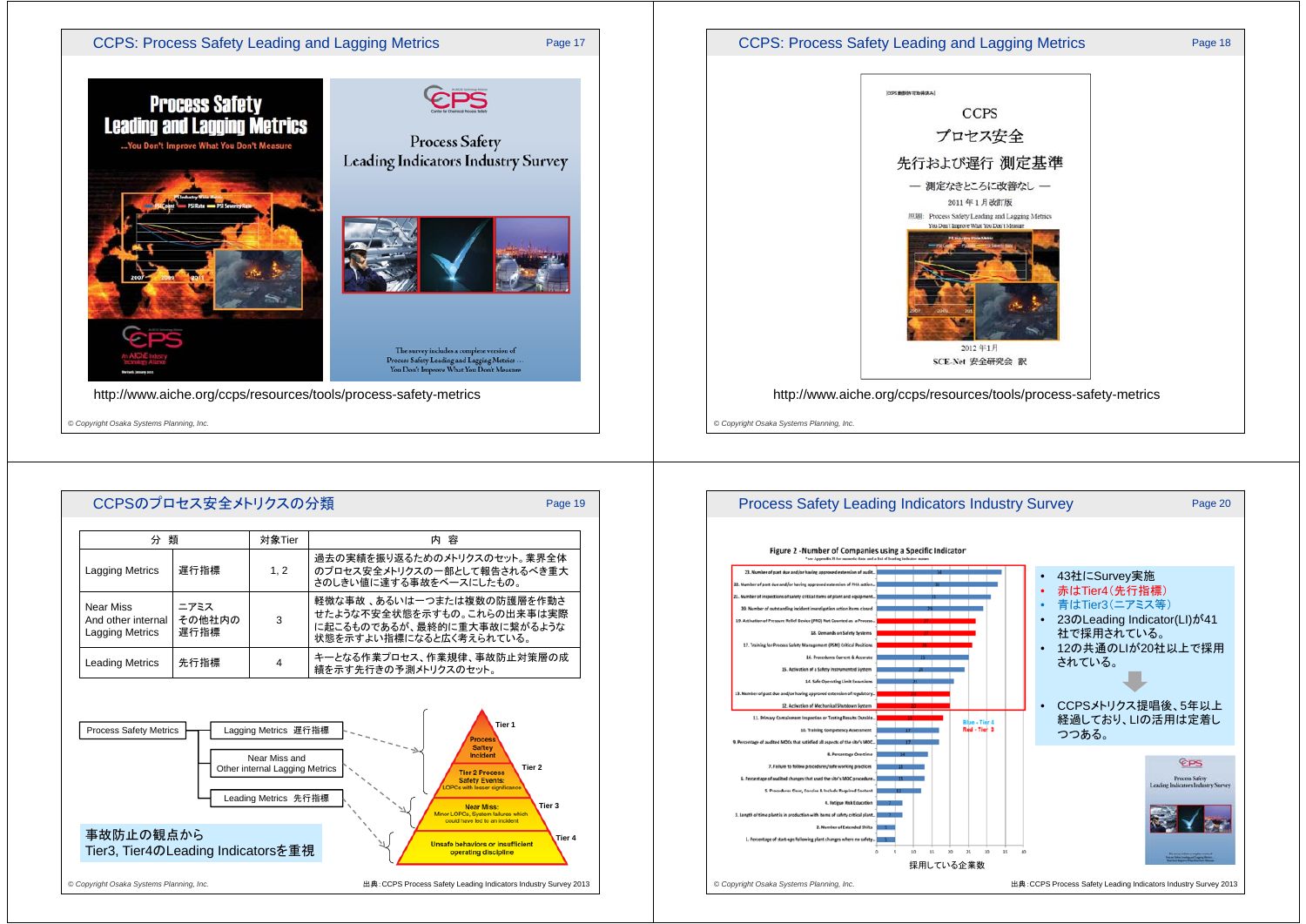## CCPS: Process Safety Leading and Lagging Metrics

Process Safety Leading and Lagging Metrics ...You Don't Improve What You Don't Measure

Process Safety Leading Indicators Industry Survey

http://www.aiche.org/ccps/resources/tools/process-safety-metrics

© Copyright Osaka Systems Planning, Inc.

## CCPS: Process Safety Leading and Lagging Metrics

CCPS
プロセス安全
先行および遅行 測定基準
― 測定なきところに改善なし ―
2011 年 1 月改訂版
原題: Process Safety Leading and Lagging Metrics You Don't Improve What You Don't Measure
2012 年1月
SCE-Net 安全研究会 訳

http://www.aiche.org/ccps/resources/tools/process-safety-metrics

© Copyright Osaka Systems Planning, Inc.

## CCPSのプロセス安全メトリクスの分類

| 分 類 | | 対象Tier | 内 容 |
|---|---|---|---|
| Lagging Metrics | 遅行指標 | 1, 2 | 過去の実績を振り返るためのメトリクスのセット。業界全体のプロセス安全メトリクスの一部として報告されるべき重大さのしきい値に達する事故をベースにしたもの。 |
| Near Miss And other internal Lagging Metrics | ニアミス その他社内の 遅行指標 | 3 | 軽微な事故 、あるいは一つまたは複数の防護層を作動させたような不安全状態を示すもの。これらの出来事は実際に起こるものであるが、最終的に重大事故に繋がるような状態を示すよい指標になると広く考えられている。 |
| Leading Metrics | 先行指標 | 4 | キーとなる作業プロセス、作業規律、事故防止対策層の成積を示す先行きの予測メトリクスのセット。 |

Process Safety Metrics
- Lagging Metrics 遅行指標
- Near Miss and Other internal Lagging Metrics
- Leading Metrics 先行指標

Tier 1: Process Safety Incident
Tier 2: Tier 2 Process Safety Events: LOPCs with lesser significance
Tier 3: Near Miss: Minor LOPCs, System failures which could have led to an incident
Tier 4: Unsafe behaviors or insufficient operating discipline

事故防止の観点から Tier3, Tier4のLeading Indicatorsを重視

© Copyright Osaka Systems Planning, Inc.　出典:CCPS Process Safety Leading Indicators Industry Survey 2013

## Process Safety Leading Indicators Industry Survey

Figure 2 -Number of Companies using a Specific Indicator

Blue - Tier 4
Red - Tier 3

採用している企業数

- 43社にSurvey実施
- 赤はTier4(先行指標)
- 青はTier3(ニアミス等)
- 23のLeading Indicator(LI)が41社で採用されている。
- 12の共通のLIが20社以上で採用されている。
- CCPSメトリクス提唱後、5年以上経過しており、LIの活用は定着しつつある。

© Copyright Osaka Systems Planning, Inc.　出典:CCPS Process Safety Leading Indicators Industry Survey 2013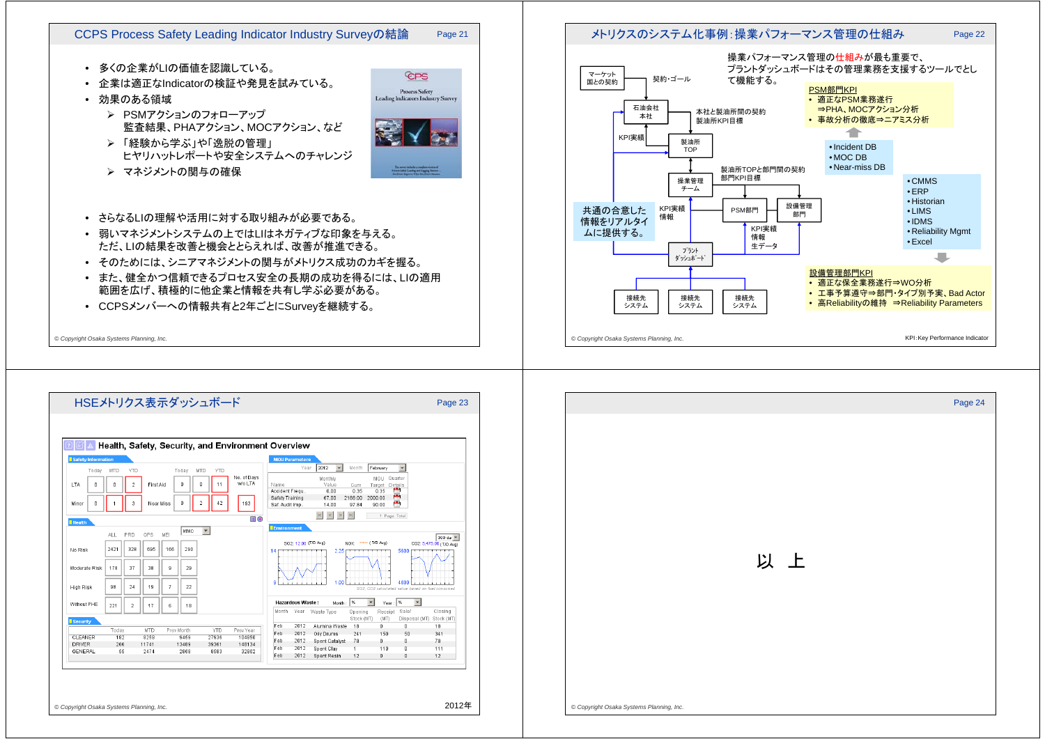## CCPS Process Safety Leading Indicator Industry Surveyの結論

- 多くの企業がLIの価値を認識している。
- 企業は適正なIndicatorの検証や発見を試みている。
- 効果のある領域
  - PSMアクションのフォローアップ
    監査結果、PHAアクション、MOCアクション、など
  - 「経験から学ぶ」や「逸脱の管理」
    ヒヤリハットレポートや安全システムへのチャレンジ
  - マネジメントの関与の確保

CCPS
Process Safety
Leading Indicators Industry Survey

- さらなるLIの理解や活用に対する取り組みが必要である。
- 弱いマネジメントシステムの上ではLIはネガティブな印象を与える。
  ただ、LIの結果を改善と機会ととらえれば、改善が推進できる。
- そのためには、シニアマネジメントの関与がメトリクス成功のカギを握る。
- また、健全かつ信頼できるプロセス安全の長期の成功を得るには、LIの適用範囲を広げ、積極的に他企業と情報を共有し学ぶ必要がある。
- CCPSメンバーへの情報共有と2年ごとにSurveyを継続する。

## メトリクスのシステム化事例：操業パフォーマンス管理の仕組み

操業パフォーマンス管理の仕組みが最も重要で、プラントダッシュボードはその管理業務を支援するツールでとして機能する。

マーケット
国との契約

契約･ゴール

石油会社
本社

本社と製油所間の契約
製油所KPI目標

KPI実績

製油所
TOP

製油所TOPと部門間の契約
部門KPI目標

操業管理
チーム

共通の合意した情報をリアルタイムに提供する。

KPI実績
情報

PSM部門

設備管理
部門

KPI実績
情報
生データ

ﾌﾟﾗﾝﾄ
ﾀﾞｯｼｭﾎﾞｰﾄﾞ

接続先
システム

接続先
システム

接続先
システム

PSM部門KPI
- 適正なPSM業務遂行
  ⇒PHA、MOCアクション分析
- 事故分析の徹底⇒ニアミス分析

- Incident DB
- MOC DB
- Near-miss DB

- CMMS
- ERP
- Historian
- LIMS
- IDMS
- Reliability Mgmt
- Excel

設備管理部門KPI
- 適正な保全業務遂行⇒WO分析
- 工事予算遵守⇒部門･タイプ別予実、Bad Actor
- 高Reliabilityの維持 ⇒Reliability Parameters

KPI:Key Performance Indicator

## HSEメトリクス表示ダッシュボード

Health, Safety, Security, and Environment Overview

Safety Information

| | Today | MTD | YTD | | Today | MTD | YTD | No. of Days w/o LTA |
|---|---|---|---|---|---|---|---|---|
| LTA | 0 | 0 | 2 | First Aid | 0 | 0 | 11 | |
| Minor | 0 | 1 | 3 | Near Miss | 0 | 2 | 42 | 193 |

Health

| | ALL | PRD | OPS | MEI | MMC |
|---|---|---|---|---|---|
| No Risk | 2421 | 328 | 695 | 166 | 290 |
| Moderate Risk | 178 | 37 | 38 | 9 | 29 |
| High Risk | 98 | 24 | 19 | 7 | 22 |
| Without PHE | 331 | 2 | 17 | 6 | 18 |

Security

| | Today | MTD | Prev Month | YTD | Prev Year |
|---|---|---|---|---|---|
| CLEANER | 182 | 8259 | 9469 | 27936 | 104850 |
| DRIVER | 266 | 11741 | 13409 | 39361 | 148134 |
| GENERAL | 65 | 2474 | 2868 | 8583 | 32862 |

MOU Parameters

Year 2012　Month February

| Name | Monthly Value | Cum | MOU Target | Quarter Details |
|---|---|---|---|---|
| Accident Frequ. | 0.00 | 0.35 | 0.35 | |
| Safety Training | 67.00 | 2188.00 | 2000.00 | |
| Saf. Audit Imp. | 14.00 | 97.84 | 90.00 | |

Environment

SO2: 12.00 (T/D Avg)　NOX: (T/D Avg)　CO2: 5,475.00 (T/D Avg)

14　9　2.25　1.00　5600　4800

SO2, CO2 calculated value based on fuel consumed

Hazardous Waste :

| Month | Year | Waste Type | Opening Stock (MT) | Receipt (MT) | Sale/ Disposal (MT) | Closing Stock (MT) |
|---|---|---|---|---|---|---|
| Feb | 2012 | Alumina Waste | 18 | 0 | 0 | 18 |
| Feb | 2012 | Oily Drums | 241 | 150 | 50 | 341 |
| Feb | 2012 | Spent Catalyst | 78 | 0 | 0 | 78 |
| Feb | 2012 | Spent Clay | 1 | 110 | 0 | 111 |
| Feb | 2012 | Spent Resin | 12 | 0 | 0 | 12 |

2012年

以 上